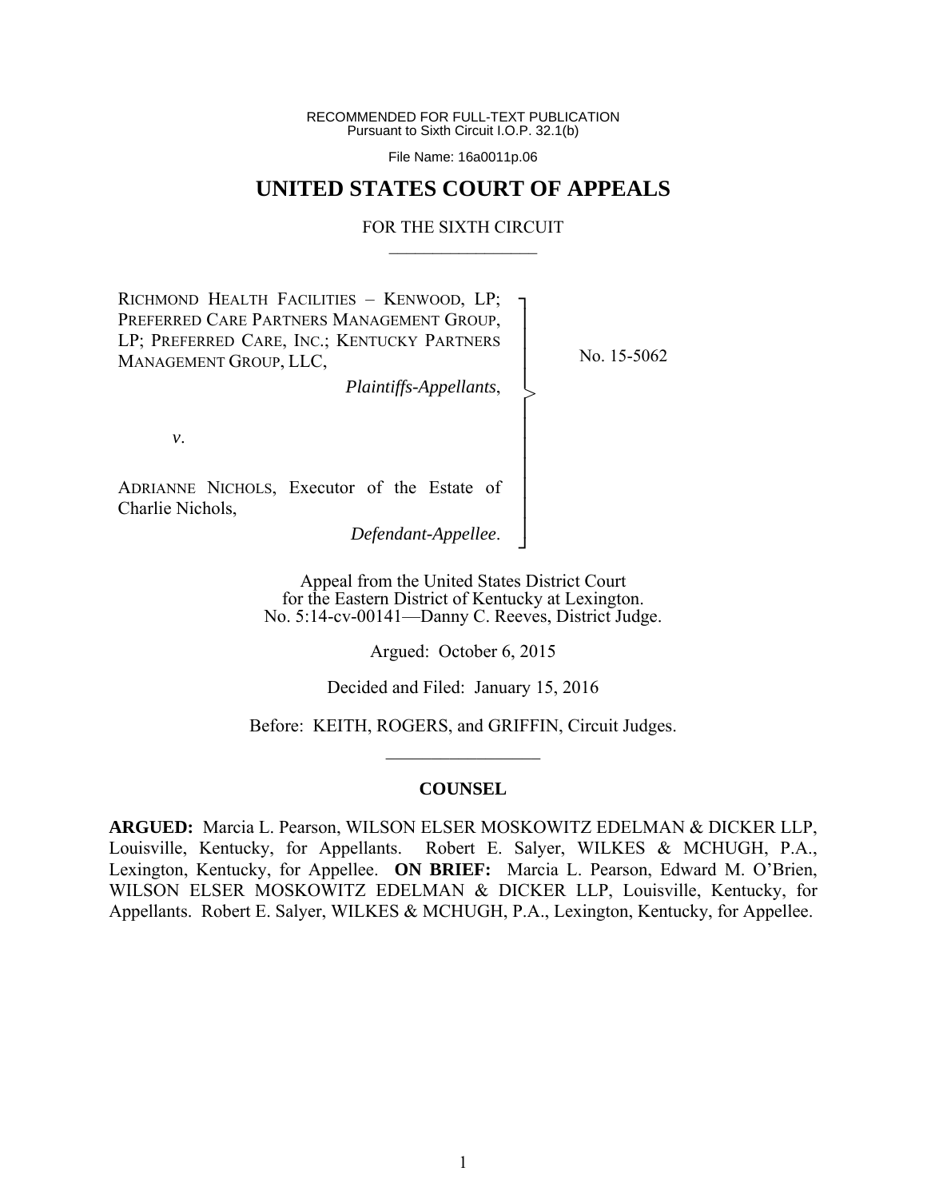RECOMMENDED FOR FULL-TEXT PUBLICATION
Pursuant to Sixth Circuit I.O.P. 32.1(b)

File Name: 16a0011p.06

# UNITED STATES COURT OF APPEALS

FOR THE SIXTH CIRCUIT

---

RICHMOND HEALTH FACILITIES – KENWOOD, LP; PREFERRED CARE PARTNERS MANAGEMENT GROUP, LP; PREFERRED CARE, INC.; KENTUCKY PARTNERS MANAGEMENT GROUP, LLC,

*Plaintiffs-Appellants*,

*v*.

ADRIANNE NICHOLS, Executor of the Estate of Charlie Nichols,

*Defendant-Appellee*.

No. 15-5062

Appeal from the United States District Court
for the Eastern District of Kentucky at Lexington.
No. 5:14-cv-00141—Danny C. Reeves, District Judge.

Argued: October 6, 2015

Decided and Filed: January 15, 2016

Before: KEITH, ROGERS, and GRIFFIN, Circuit Judges.

---

## COUNSEL

**ARGUED:** Marcia L. Pearson, WILSON ELSER MOSKOWITZ EDELMAN & DICKER LLP, Louisville, Kentucky, for Appellants. Robert E. Salyer, WILKES & MCHUGH, P.A., Lexington, Kentucky, for Appellee. **ON BRIEF:** Marcia L. Pearson, Edward M. O'Brien, WILSON ELSER MOSKOWITZ EDELMAN & DICKER LLP, Louisville, Kentucky, for Appellants. Robert E. Salyer, WILKES & MCHUGH, P.A., Lexington, Kentucky, for Appellee.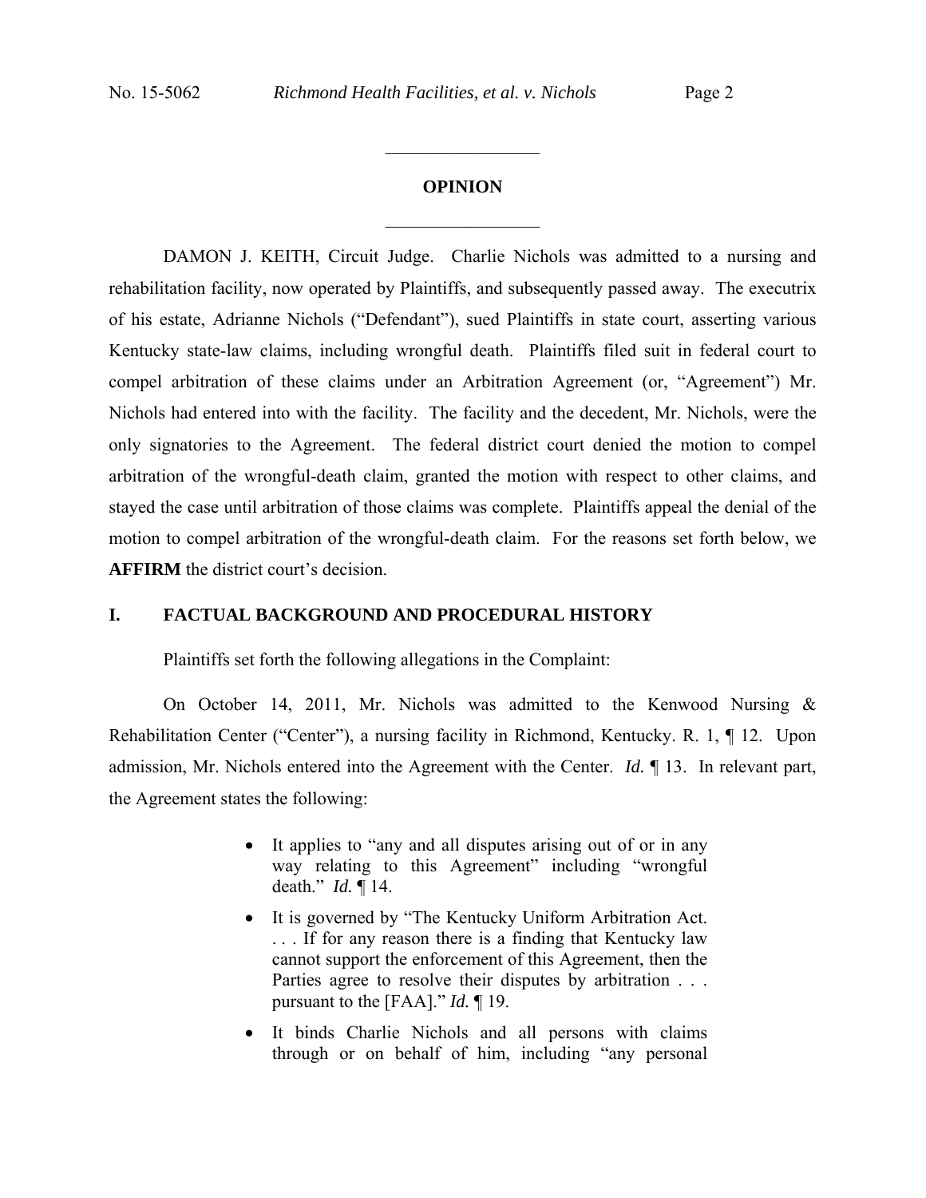## OPINION

DAMON J. KEITH, Circuit Judge. Charlie Nichols was admitted to a nursing and rehabilitation facility, now operated by Plaintiffs, and subsequently passed away. The executrix of his estate, Adrianne Nichols ("Defendant"), sued Plaintiffs in state court, asserting various Kentucky state-law claims, including wrongful death. Plaintiffs filed suit in federal court to compel arbitration of these claims under an Arbitration Agreement (or, "Agreement") Mr. Nichols had entered into with the facility. The facility and the decedent, Mr. Nichols, were the only signatories to the Agreement. The federal district court denied the motion to compel arbitration of the wrongful-death claim, granted the motion with respect to other claims, and stayed the case until arbitration of those claims was complete. Plaintiffs appeal the denial of the motion to compel arbitration of the wrongful-death claim. For the reasons set forth below, we **AFFIRM** the district court's decision.

## I. FACTUAL BACKGROUND AND PROCEDURAL HISTORY

Plaintiffs set forth the following allegations in the Complaint:

On October 14, 2011, Mr. Nichols was admitted to the Kenwood Nursing & Rehabilitation Center ("Center"), a nursing facility in Richmond, Kentucky. R. 1, ¶ 12. Upon admission, Mr. Nichols entered into the Agreement with the Center. *Id.* ¶ 13. In relevant part, the Agreement states the following:

- It applies to "any and all disputes arising out of or in any way relating to this Agreement" including "wrongful death." *Id.* ¶ 14.
- It is governed by "The Kentucky Uniform Arbitration Act. . . . If for any reason there is a finding that Kentucky law cannot support the enforcement of this Agreement, then the Parties agree to resolve their disputes by arbitration . . . pursuant to the [FAA]." *Id.* ¶ 19.
- It binds Charlie Nichols and all persons with claims through or on behalf of him, including "any personal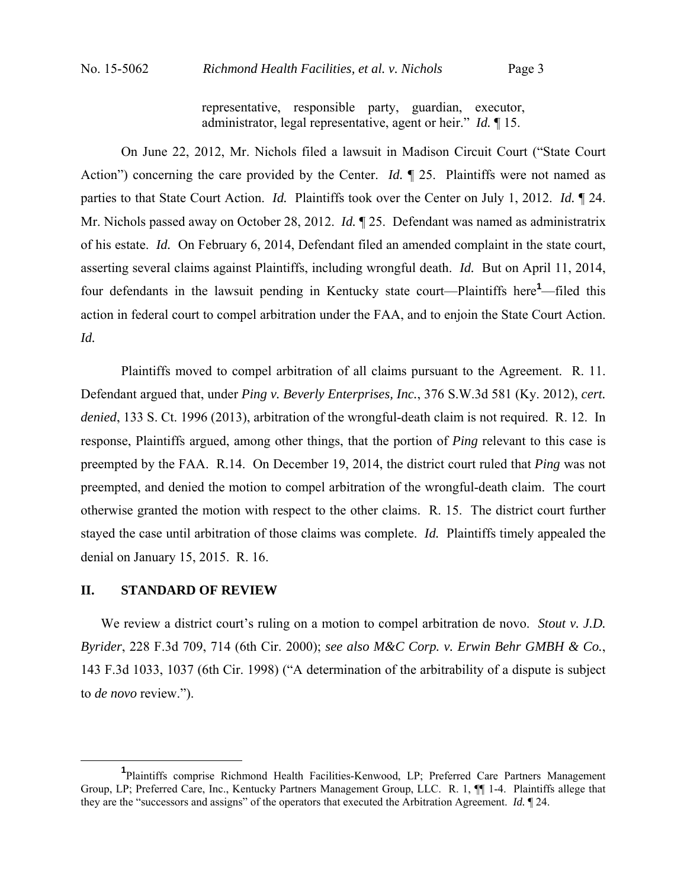representative, responsible party, guardian, executor, administrator, legal representative, agent or heir." *Id.* ¶ 15.

On June 22, 2012, Mr. Nichols filed a lawsuit in Madison Circuit Court ("State Court Action") concerning the care provided by the Center. *Id.* ¶ 25. Plaintiffs were not named as parties to that State Court Action. *Id.* Plaintiffs took over the Center on July 1, 2012. *Id.* ¶ 24. Mr. Nichols passed away on October 28, 2012. *Id.* ¶ 25. Defendant was named as administratrix of his estate. *Id.* On February 6, 2014, Defendant filed an amended complaint in the state court, asserting several claims against Plaintiffs, including wrongful death. *Id.* But on April 11, 2014, four defendants in the lawsuit pending in Kentucky state court—Plaintiffs here[1]—filed this action in federal court to compel arbitration under the FAA, and to enjoin the State Court Action. *Id.*

Plaintiffs moved to compel arbitration of all claims pursuant to the Agreement. R. 11. Defendant argued that, under *Ping v. Beverly Enterprises, Inc.*, 376 S.W.3d 581 (Ky. 2012), *cert. denied*, 133 S. Ct. 1996 (2013), arbitration of the wrongful-death claim is not required. R. 12. In response, Plaintiffs argued, among other things, that the portion of *Ping* relevant to this case is preempted by the FAA. R.14. On December 19, 2014, the district court ruled that *Ping* was not preempted, and denied the motion to compel arbitration of the wrongful-death claim. The court otherwise granted the motion with respect to the other claims. R. 15. The district court further stayed the case until arbitration of those claims was complete. *Id.* Plaintiffs timely appealed the denial on January 15, 2015. R. 16.

## II. STANDARD OF REVIEW

We review a district court's ruling on a motion to compel arbitration de novo. *Stout v. J.D. Byrider*, 228 F.3d 709, 714 (6th Cir. 2000); *see also M&C Corp. v. Erwin Behr GMBH & Co.*, 143 F.3d 1033, 1037 (6th Cir. 1998) ("A determination of the arbitrability of a dispute is subject to *de novo* review.").

---

[1] Plaintiffs comprise Richmond Health Facilities-Kenwood, LP; Preferred Care Partners Management Group, LP; Preferred Care, Inc., Kentucky Partners Management Group, LLC. R. 1, ¶¶ 1-4. Plaintiffs allege that they are the "successors and assigns" of the operators that executed the Arbitration Agreement. *Id.* ¶ 24.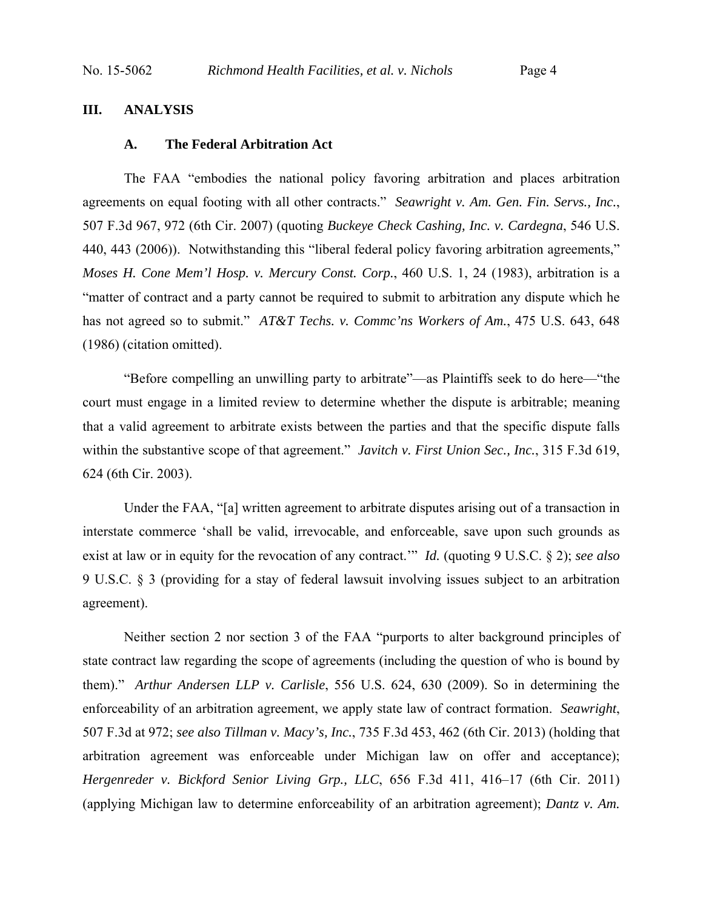## III. ANALYSIS

### A. The Federal Arbitration Act

The FAA "embodies the national policy favoring arbitration and places arbitration agreements on equal footing with all other contracts." *Seawright v. Am. Gen. Fin. Servs., Inc.*, 507 F.3d 967, 972 (6th Cir. 2007) (quoting *Buckeye Check Cashing, Inc. v. Cardegna*, 546 U.S. 440, 443 (2006)). Notwithstanding this "liberal federal policy favoring arbitration agreements," *Moses H. Cone Mem'l Hosp. v. Mercury Const. Corp.*, 460 U.S. 1, 24 (1983), arbitration is a "matter of contract and a party cannot be required to submit to arbitration any dispute which he has not agreed so to submit." *AT&T Techs. v. Commc'ns Workers of Am.*, 475 U.S. 643, 648 (1986) (citation omitted).

"Before compelling an unwilling party to arbitrate"—as Plaintiffs seek to do here—"the court must engage in a limited review to determine whether the dispute is arbitrable; meaning that a valid agreement to arbitrate exists between the parties and that the specific dispute falls within the substantive scope of that agreement." *Javitch v. First Union Sec., Inc.*, 315 F.3d 619, 624 (6th Cir. 2003).

Under the FAA, "[a] written agreement to arbitrate disputes arising out of a transaction in interstate commerce 'shall be valid, irrevocable, and enforceable, save upon such grounds as exist at law or in equity for the revocation of any contract.'" *Id.* (quoting 9 U.S.C. § 2); *see also* 9 U.S.C. § 3 (providing for a stay of federal lawsuit involving issues subject to an arbitration agreement).

Neither section 2 nor section 3 of the FAA "purports to alter background principles of state contract law regarding the scope of agreements (including the question of who is bound by them)." *Arthur Andersen LLP v. Carlisle*, 556 U.S. 624, 630 (2009). So in determining the enforceability of an arbitration agreement, we apply state law of contract formation. *Seawright*, 507 F.3d at 972; *see also Tillman v. Macy's, Inc.*, 735 F.3d 453, 462 (6th Cir. 2013) (holding that arbitration agreement was enforceable under Michigan law on offer and acceptance); *Hergenreder v. Bickford Senior Living Grp., LLC*, 656 F.3d 411, 416–17 (6th Cir. 2011) (applying Michigan law to determine enforceability of an arbitration agreement); *Dantz v. Am.*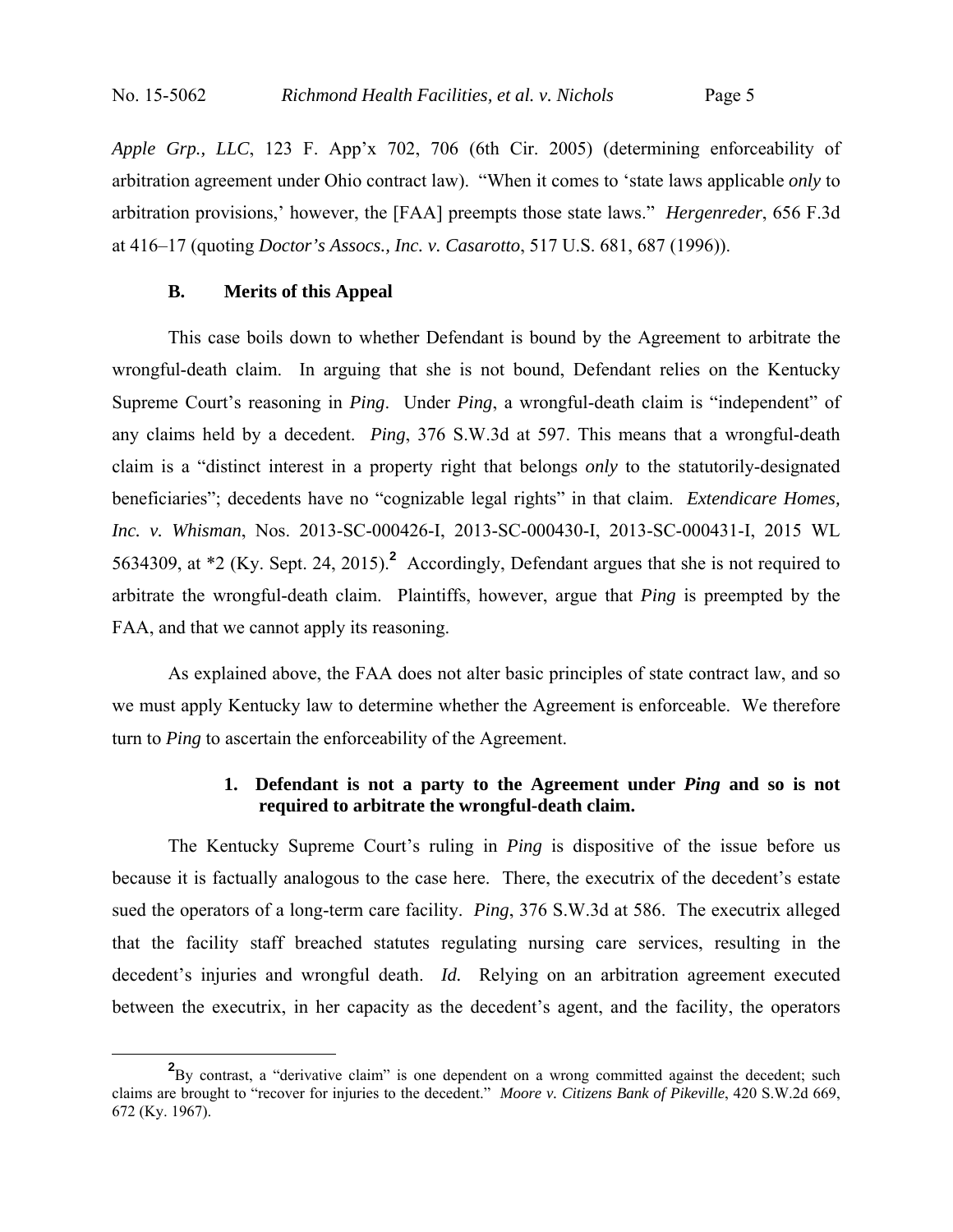*Apple Grp., LLC*, 123 F. App'x 702, 706 (6th Cir. 2005) (determining enforceability of arbitration agreement under Ohio contract law). "When it comes to 'state laws applicable *only* to arbitration provisions,' however, the [FAA] preempts those state laws." *Hergenreder*, 656 F.3d at 416–17 (quoting *Doctor's Assocs., Inc. v. Casarotto*, 517 U.S. 681, 687 (1996)).

### B. Merits of this Appeal

This case boils down to whether Defendant is bound by the Agreement to arbitrate the wrongful-death claim. In arguing that she is not bound, Defendant relies on the Kentucky Supreme Court's reasoning in *Ping*. Under *Ping*, a wrongful-death claim is "independent" of any claims held by a decedent. *Ping*, 376 S.W.3d at 597. This means that a wrongful-death claim is a "distinct interest in a property right that belongs *only* to the statutorily-designated beneficiaries"; decedents have no "cognizable legal rights" in that claim. *Extendicare Homes, Inc. v. Whisman*, Nos. 2013-SC-000426-I, 2013-SC-000430-I, 2013-SC-000431-I, 2015 WL 5634309, at *2 (Ky. Sept. 24, 2015).[2] Accordingly, Defendant argues that she is not required to arbitrate the wrongful-death claim. Plaintiffs, however, argue that *Ping* is preempted by the FAA, and that we cannot apply its reasoning.

As explained above, the FAA does not alter basic principles of state contract law, and so we must apply Kentucky law to determine whether the Agreement is enforceable. We therefore turn to *Ping* to ascertain the enforceability of the Agreement.

#### 1. Defendant is not a party to the Agreement under *Ping* and so is not required to arbitrate the wrongful-death claim.

The Kentucky Supreme Court's ruling in *Ping* is dispositive of the issue before us because it is factually analogous to the case here. There, the executrix of the decedent's estate sued the operators of a long-term care facility. *Ping*, 376 S.W.3d at 586. The executrix alleged that the facility staff breached statutes regulating nursing care services, resulting in the decedent's injuries and wrongful death. *Id.* Relying on an arbitration agreement executed between the executrix, in her capacity as the decedent's agent, and the facility, the operators

[2] By contrast, a "derivative claim" is one dependent on a wrong committed against the decedent; such claims are brought to "recover for injuries to the decedent." *Moore v. Citizens Bank of Pikeville*, 420 S.W.2d 669, 672 (Ky. 1967).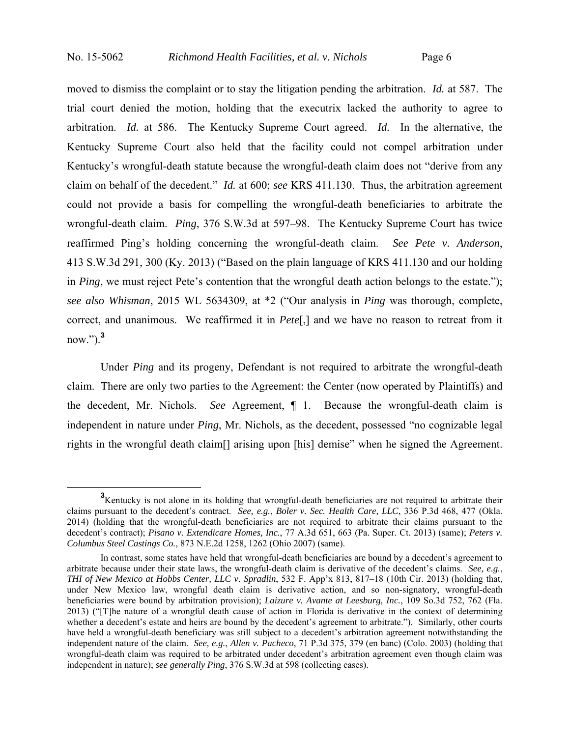moved to dismiss the complaint or to stay the litigation pending the arbitration. *Id.* at 587. The trial court denied the motion, holding that the executrix lacked the authority to agree to arbitration. *Id.* at 586. The Kentucky Supreme Court agreed. *Id.* In the alternative, the Kentucky Supreme Court also held that the facility could not compel arbitration under Kentucky's wrongful-death statute because the wrongful-death claim does not "derive from any claim on behalf of the decedent." *Id.* at 600; *see* KRS 411.130. Thus, the arbitration agreement could not provide a basis for compelling the wrongful-death beneficiaries to arbitrate the wrongful-death claim. *Ping*, 376 S.W.3d at 597–98. The Kentucky Supreme Court has twice reaffirmed Ping's holding concerning the wrongful-death claim. *See Pete v. Anderson*, 413 S.W.3d 291, 300 (Ky. 2013) ("Based on the plain language of KRS 411.130 and our holding in *Ping*, we must reject Pete's contention that the wrongful death action belongs to the estate."); *see also Whisman*, 2015 WL 5634309, at *2 ("Our analysis in *Ping* was thorough, complete, correct, and unanimous. We reaffirmed it in *Pete*[,] and we have no reason to retreat from it now.").[3]

Under *Ping* and its progeny, Defendant is not required to arbitrate the wrongful-death claim. There are only two parties to the Agreement: the Center (now operated by Plaintiffs) and the decedent, Mr. Nichols. *See* Agreement, ¶ 1. Because the wrongful-death claim is independent in nature under *Ping*, Mr. Nichols, as the decedent, possessed "no cognizable legal rights in the wrongful death claim[] arising upon [his] demise" when he signed the Agreement.

[3]Kentucky is not alone in its holding that wrongful-death beneficiaries are not required to arbitrate their claims pursuant to the decedent's contract. *See, e.g.*, *Boler v. Sec. Health Care, LLC*, 336 P.3d 468, 477 (Okla. 2014) (holding that the wrongful-death beneficiaries are not required to arbitrate their claims pursuant to the decedent's contract); *Pisano v. Extendicare Homes, Inc.*, 77 A.3d 651, 663 (Pa. Super. Ct. 2013) (same); *Peters v. Columbus Steel Castings Co.*, 873 N.E.2d 1258, 1262 (Ohio 2007) (same).

In contrast, some states have held that wrongful-death beneficiaries are bound by a decedent's agreement to arbitrate because under their state laws, the wrongful-death claim is derivative of the decedent's claims. *See, e.g.*, *THI of New Mexico at Hobbs Center, LLC v. Spradlin*, 532 F. App'x 813, 817–18 (10th Cir. 2013) (holding that, under New Mexico law, wrongful death claim is derivative action, and so non-signatory, wrongful-death beneficiaries were bound by arbitration provision); *Laizure v. Avante at Leesburg, Inc.*, 109 So.3d 752, 762 (Fla. 2013) ("[T]he nature of a wrongful death cause of action in Florida is derivative in the context of determining whether a decedent's estate and heirs are bound by the decedent's agreement to arbitrate."). Similarly, other courts have held a wrongful-death beneficiary was still subject to a decedent's arbitration agreement notwithstanding the independent nature of the claim. *See, e.g.*, *Allen v. Pacheco*, 71 P.3d 375, 379 (en banc) (Colo. 2003) (holding that wrongful-death claim was required to be arbitrated under decedent's arbitration agreement even though claim was independent in nature); *see generally Ping*, 376 S.W.3d at 598 (collecting cases).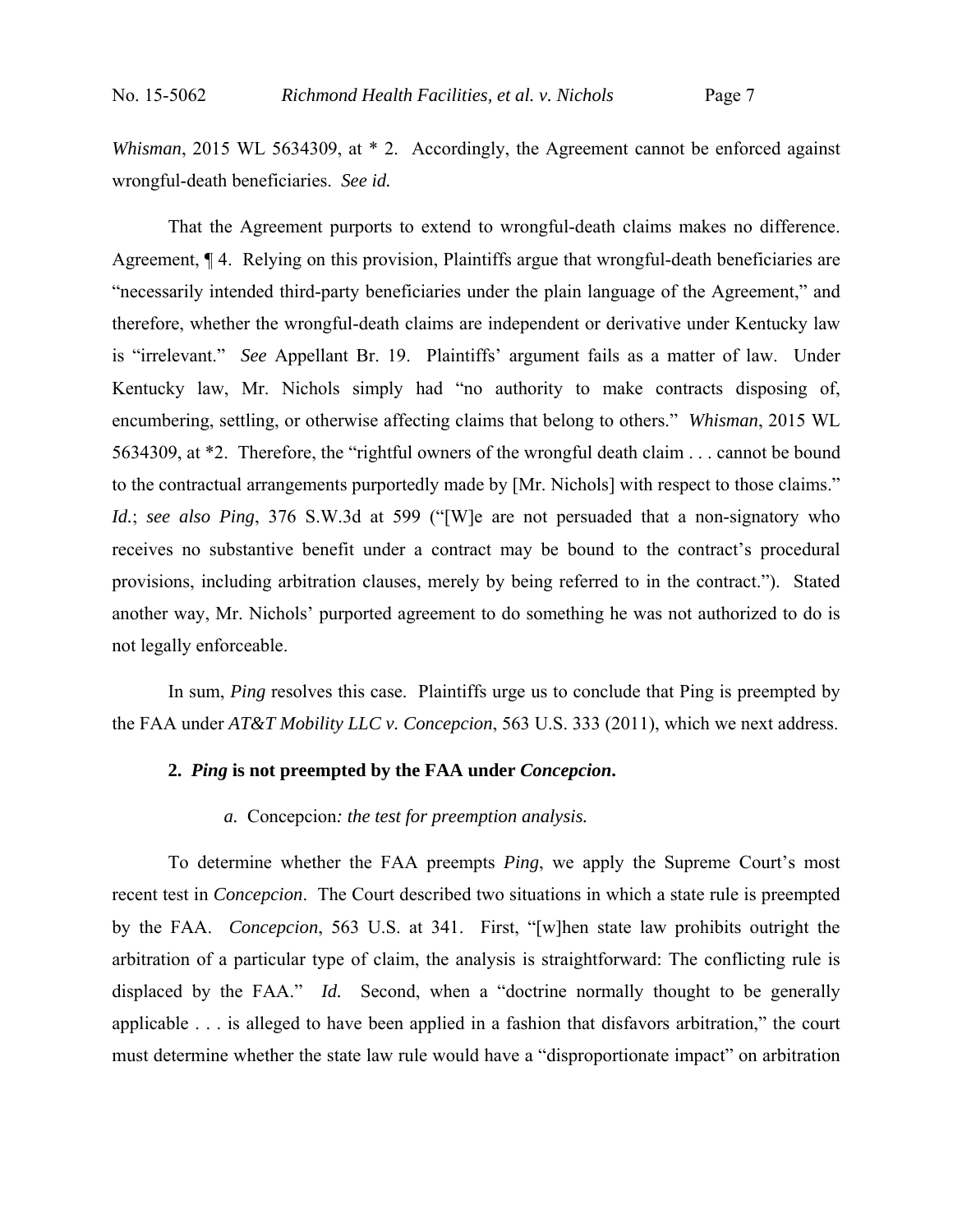*Whisman*, 2015 WL 5634309, at * 2. Accordingly, the Agreement cannot be enforced against wrongful-death beneficiaries. *See id.*

That the Agreement purports to extend to wrongful-death claims makes no difference. Agreement, ¶ 4. Relying on this provision, Plaintiffs argue that wrongful-death beneficiaries are "necessarily intended third-party beneficiaries under the plain language of the Agreement," and therefore, whether the wrongful-death claims are independent or derivative under Kentucky law is "irrelevant." *See* Appellant Br. 19. Plaintiffs' argument fails as a matter of law. Under Kentucky law, Mr. Nichols simply had "no authority to make contracts disposing of, encumbering, settling, or otherwise affecting claims that belong to others." *Whisman*, 2015 WL 5634309, at *2. Therefore, the "rightful owners of the wrongful death claim . . . cannot be bound to the contractual arrangements purportedly made by [Mr. Nichols] with respect to those claims." *Id.*; *see also Ping*, 376 S.W.3d at 599 ("[W]e are not persuaded that a non-signatory who receives no substantive benefit under a contract may be bound to the contract's procedural provisions, including arbitration clauses, merely by being referred to in the contract."). Stated another way, Mr. Nichols' purported agreement to do something he was not authorized to do is not legally enforceable.

In sum, *Ping* resolves this case. Plaintiffs urge us to conclude that Ping is preempted by the FAA under *AT&T Mobility LLC v. Concepcion*, 563 U.S. 333 (2011), which we next address.

### 2. *Ping* is not preempted by the FAA under *Concepcion*.

#### *a.* Concepcion*: the test for preemption analysis.*

To determine whether the FAA preempts *Ping*, we apply the Supreme Court's most recent test in *Concepcion*. The Court described two situations in which a state rule is preempted by the FAA. *Concepcion*, 563 U.S. at 341. First, "[w]hen state law prohibits outright the arbitration of a particular type of claim, the analysis is straightforward: The conflicting rule is displaced by the FAA." *Id.* Second, when a "doctrine normally thought to be generally applicable . . . is alleged to have been applied in a fashion that disfavors arbitration," the court must determine whether the state law rule would have a "disproportionate impact" on arbitration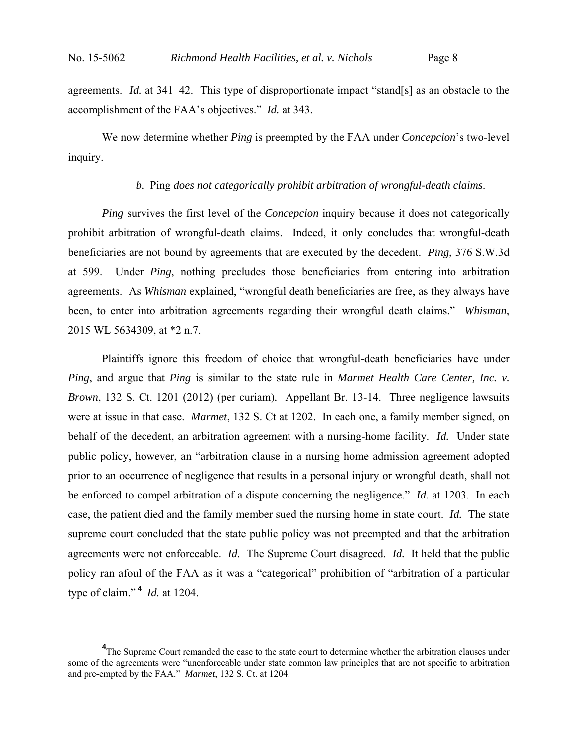agreements. *Id.* at 341–42. This type of disproportionate impact "stand[s] as an obstacle to the accomplishment of the FAA's objectives." *Id.* at 343.

We now determine whether *Ping* is preempted by the FAA under *Concepcion*'s two-level inquiry.

*b.* Ping *does not categorically prohibit arbitration of wrongful-death claims.*

*Ping* survives the first level of the *Concepcion* inquiry because it does not categorically prohibit arbitration of wrongful-death claims. Indeed, it only concludes that wrongful-death beneficiaries are not bound by agreements that are executed by the decedent. *Ping*, 376 S.W.3d at 599. Under *Ping*, nothing precludes those beneficiaries from entering into arbitration agreements. As *Whisman* explained, "wrongful death beneficiaries are free, as they always have been, to enter into arbitration agreements regarding their wrongful death claims." *Whisman*, 2015 WL 5634309, at *2 n.7.

Plaintiffs ignore this freedom of choice that wrongful-death beneficiaries have under *Ping*, and argue that *Ping* is similar to the state rule in *Marmet Health Care Center, Inc. v. Brown*, 132 S. Ct. 1201 (2012) (per curiam). Appellant Br. 13-14. Three negligence lawsuits were at issue in that case. *Marmet*, 132 S. Ct at 1202. In each one, a family member signed, on behalf of the decedent, an arbitration agreement with a nursing-home facility. *Id.* Under state public policy, however, an "arbitration clause in a nursing home admission agreement adopted prior to an occurrence of negligence that results in a personal injury or wrongful death, shall not be enforced to compel arbitration of a dispute concerning the negligence." *Id.* at 1203. In each case, the patient died and the family member sued the nursing home in state court. *Id.* The state supreme court concluded that the state public policy was not preempted and that the arbitration agreements were not enforceable. *Id.* The Supreme Court disagreed. *Id.* It held that the public policy ran afoul of the FAA as it was a "categorical" prohibition of "arbitration of a particular type of claim."[4] *Id.* at 1204.

[4] The Supreme Court remanded the case to the state court to determine whether the arbitration clauses under some of the agreements were "unenforceable under state common law principles that are not specific to arbitration and pre-empted by the FAA." *Marmet*, 132 S. Ct. at 1204.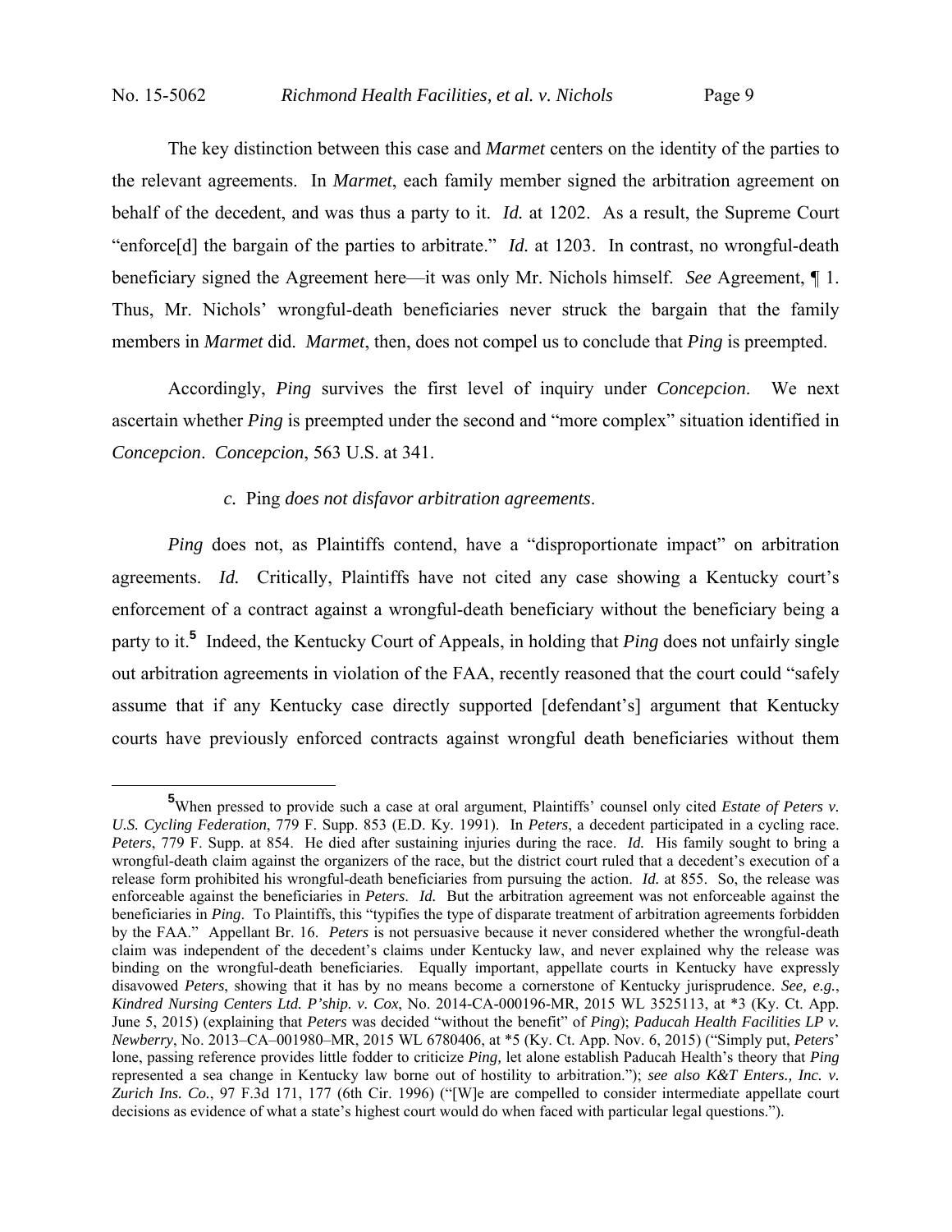The key distinction between this case and *Marmet* centers on the identity of the parties to the relevant agreements. In *Marmet*, each family member signed the arbitration agreement on behalf of the decedent, and was thus a party to it. *Id.* at 1202. As a result, the Supreme Court "enforce[d] the bargain of the parties to arbitrate." *Id.* at 1203. In contrast, no wrongful-death beneficiary signed the Agreement here—it was only Mr. Nichols himself. *See* Agreement, ¶ 1. Thus, Mr. Nichols' wrongful-death beneficiaries never struck the bargain that the family members in *Marmet* did. *Marmet*, then, does not compel us to conclude that *Ping* is preempted.

Accordingly, *Ping* survives the first level of inquiry under *Concepcion*. We next ascertain whether *Ping* is preempted under the second and "more complex" situation identified in *Concepcion*. *Concepcion*, 563 U.S. at 341.

#### *c.* Ping *does not disfavor arbitration agreements*.

*Ping* does not, as Plaintiffs contend, have a "disproportionate impact" on arbitration agreements. *Id.* Critically, Plaintiffs have not cited any case showing a Kentucky court's enforcement of a contract against a wrongful-death beneficiary without the beneficiary being a party to it.[5] Indeed, the Kentucky Court of Appeals, in holding that *Ping* does not unfairly single out arbitration agreements in violation of the FAA, recently reasoned that the court could "safely assume that if any Kentucky case directly supported [defendant's] argument that Kentucky courts have previously enforced contracts against wrongful death beneficiaries without them

[5] When pressed to provide such a case at oral argument, Plaintiffs' counsel only cited *Estate of Peters v. U.S. Cycling Federation*, 779 F. Supp. 853 (E.D. Ky. 1991). In *Peters*, a decedent participated in a cycling race. *Peters*, 779 F. Supp. at 854. He died after sustaining injuries during the race. *Id.* His family sought to bring a wrongful-death claim against the organizers of the race, but the district court ruled that a decedent's execution of a release form prohibited his wrongful-death beneficiaries from pursuing the action. *Id.* at 855. So, the release was enforceable against the beneficiaries in *Peters*. *Id.* But the arbitration agreement was not enforceable against the beneficiaries in *Ping*. To Plaintiffs, this "typifies the type of disparate treatment of arbitration agreements forbidden by the FAA." Appellant Br. 16. *Peters* is not persuasive because it never considered whether the wrongful-death claim was independent of the decedent's claims under Kentucky law, and never explained why the release was binding on the wrongful-death beneficiaries. Equally important, appellate courts in Kentucky have expressly disavowed *Peters*, showing that it has by no means become a cornerstone of Kentucky jurisprudence. *See, e.g.*, *Kindred Nursing Centers Ltd. P'ship. v. Cox*, No. 2014-CA-000196-MR, 2015 WL 3525113, at *3 (Ky. Ct. App. June 5, 2015) (explaining that *Peters* was decided "without the benefit" of *Ping*); *Paducah Health Facilities LP v. Newberry*, No. 2013–CA–001980–MR, 2015 WL 6780406, at *5 (Ky. Ct. App. Nov. 6, 2015) ("Simply put, *Peters*' lone, passing reference provides little fodder to criticize *Ping,* let alone establish Paducah Health's theory that *Ping* represented a sea change in Kentucky law borne out of hostility to arbitration."); *see also K&T Enters., Inc. v. Zurich Ins. Co.*, 97 F.3d 171, 177 (6th Cir. 1996) ("[W]e are compelled to consider intermediate appellate court decisions as evidence of what a state's highest court would do when faced with particular legal questions.").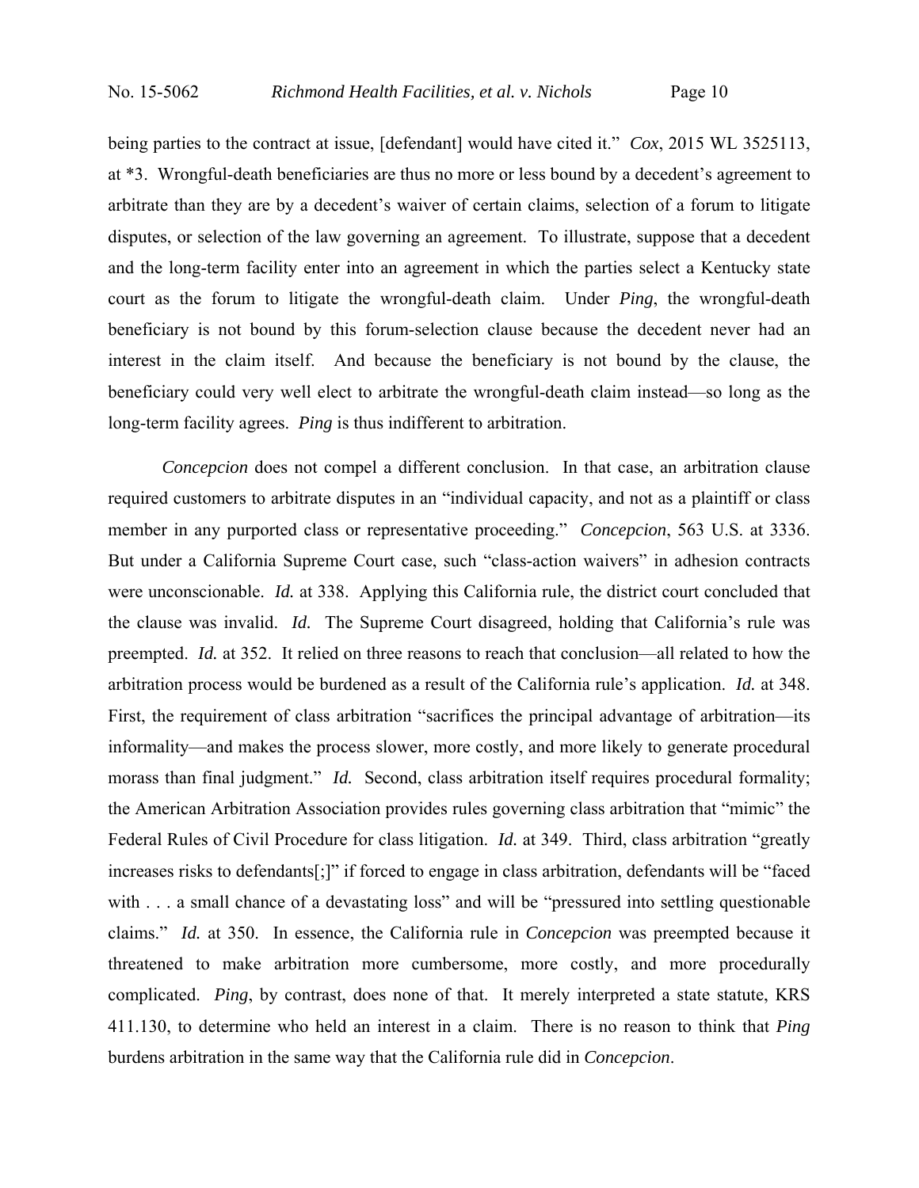being parties to the contract at issue, [defendant] would have cited it." *Cox*, 2015 WL 3525113, at *3. Wrongful-death beneficiaries are thus no more or less bound by a decedent's agreement to arbitrate than they are by a decedent's waiver of certain claims, selection of a forum to litigate disputes, or selection of the law governing an agreement. To illustrate, suppose that a decedent and the long-term facility enter into an agreement in which the parties select a Kentucky state court as the forum to litigate the wrongful-death claim. Under *Ping*, the wrongful-death beneficiary is not bound by this forum-selection clause because the decedent never had an interest in the claim itself. And because the beneficiary is not bound by the clause, the beneficiary could very well elect to arbitrate the wrongful-death claim instead—so long as the long-term facility agrees. *Ping* is thus indifferent to arbitration.

*Concepcion* does not compel a different conclusion. In that case, an arbitration clause required customers to arbitrate disputes in an "individual capacity, and not as a plaintiff or class member in any purported class or representative proceeding." *Concepcion*, 563 U.S. at 3336. But under a California Supreme Court case, such "class-action waivers" in adhesion contracts were unconscionable. *Id.* at 338. Applying this California rule, the district court concluded that the clause was invalid. *Id.* The Supreme Court disagreed, holding that California's rule was preempted. *Id.* at 352. It relied on three reasons to reach that conclusion—all related to how the arbitration process would be burdened as a result of the California rule's application. *Id.* at 348. First, the requirement of class arbitration "sacrifices the principal advantage of arbitration—its informality—and makes the process slower, more costly, and more likely to generate procedural morass than final judgment." *Id.* Second, class arbitration itself requires procedural formality; the American Arbitration Association provides rules governing class arbitration that "mimic" the Federal Rules of Civil Procedure for class litigation. *Id.* at 349. Third, class arbitration "greatly increases risks to defendants[;]" if forced to engage in class arbitration, defendants will be "faced with . . . a small chance of a devastating loss" and will be "pressured into settling questionable claims." *Id.* at 350. In essence, the California rule in *Concepcion* was preempted because it threatened to make arbitration more cumbersome, more costly, and more procedurally complicated. *Ping*, by contrast, does none of that. It merely interpreted a state statute, KRS 411.130, to determine who held an interest in a claim. There is no reason to think that *Ping* burdens arbitration in the same way that the California rule did in *Concepcion*.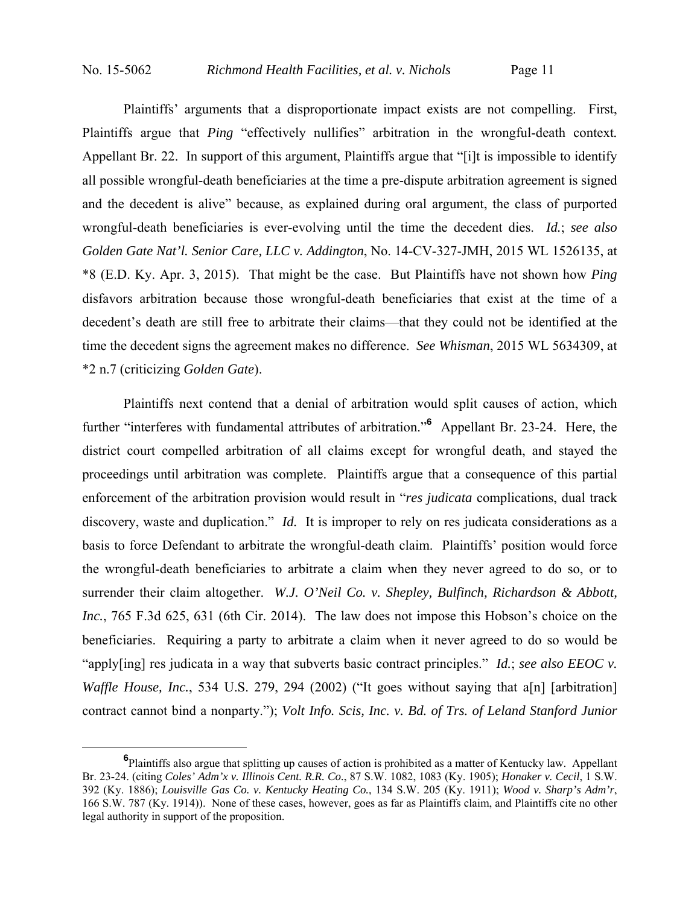Plaintiffs' arguments that a disproportionate impact exists are not compelling. First, Plaintiffs argue that *Ping* "effectively nullifies" arbitration in the wrongful-death context*.* Appellant Br. 22. In support of this argument, Plaintiffs argue that "[i]t is impossible to identify all possible wrongful-death beneficiaries at the time a pre-dispute arbitration agreement is signed and the decedent is alive" because, as explained during oral argument, the class of purported wrongful-death beneficiaries is ever-evolving until the time the decedent dies. *Id.*; *see also Golden Gate Nat'l. Senior Care, LLC v. Addington*, No. 14-CV-327-JMH, 2015 WL 1526135, at *8 (E.D. Ky. Apr. 3, 2015). That might be the case. But Plaintiffs have not shown how *Ping* disfavors arbitration because those wrongful-death beneficiaries that exist at the time of a decedent's death are still free to arbitrate their claims—that they could not be identified at the time the decedent signs the agreement makes no difference. *See Whisman*, 2015 WL 5634309, at *2 n.7 (criticizing *Golden Gate*).

Plaintiffs next contend that a denial of arbitration would split causes of action, which further "interferes with fundamental attributes of arbitration."[6] Appellant Br. 23-24. Here, the district court compelled arbitration of all claims except for wrongful death, and stayed the proceedings until arbitration was complete. Plaintiffs argue that a consequence of this partial enforcement of the arbitration provision would result in "*res judicata* complications, dual track discovery, waste and duplication." *Id.* It is improper to rely on res judicata considerations as a basis to force Defendant to arbitrate the wrongful-death claim. Plaintiffs' position would force the wrongful-death beneficiaries to arbitrate a claim when they never agreed to do so, or to surrender their claim altogether. *W.J. O'Neil Co. v. Shepley, Bulfinch, Richardson & Abbott, Inc.*, 765 F.3d 625, 631 (6th Cir. 2014). The law does not impose this Hobson's choice on the beneficiaries. Requiring a party to arbitrate a claim when it never agreed to do so would be "apply[ing] res judicata in a way that subverts basic contract principles." *Id.*; *see also EEOC v. Waffle House, Inc.*, 534 U.S. 279, 294 (2002) ("It goes without saying that a[n] [arbitration] contract cannot bind a nonparty."); *Volt Info. Scis, Inc. v. Bd. of Trs. of Leland Stanford Junior*

[6] Plaintiffs also argue that splitting up causes of action is prohibited as a matter of Kentucky law. Appellant Br. 23-24. (citing *Coles' Adm'x v. Illinois Cent. R.R. Co.*, 87 S.W. 1082, 1083 (Ky. 1905); *Honaker v. Cecil*, 1 S.W. 392 (Ky. 1886); *Louisville Gas Co. v. Kentucky Heating Co.*, 134 S.W. 205 (Ky. 1911); *Wood v. Sharp's Adm'r*, 166 S.W. 787 (Ky. 1914)). None of these cases, however, goes as far as Plaintiffs claim, and Plaintiffs cite no other legal authority in support of the proposition.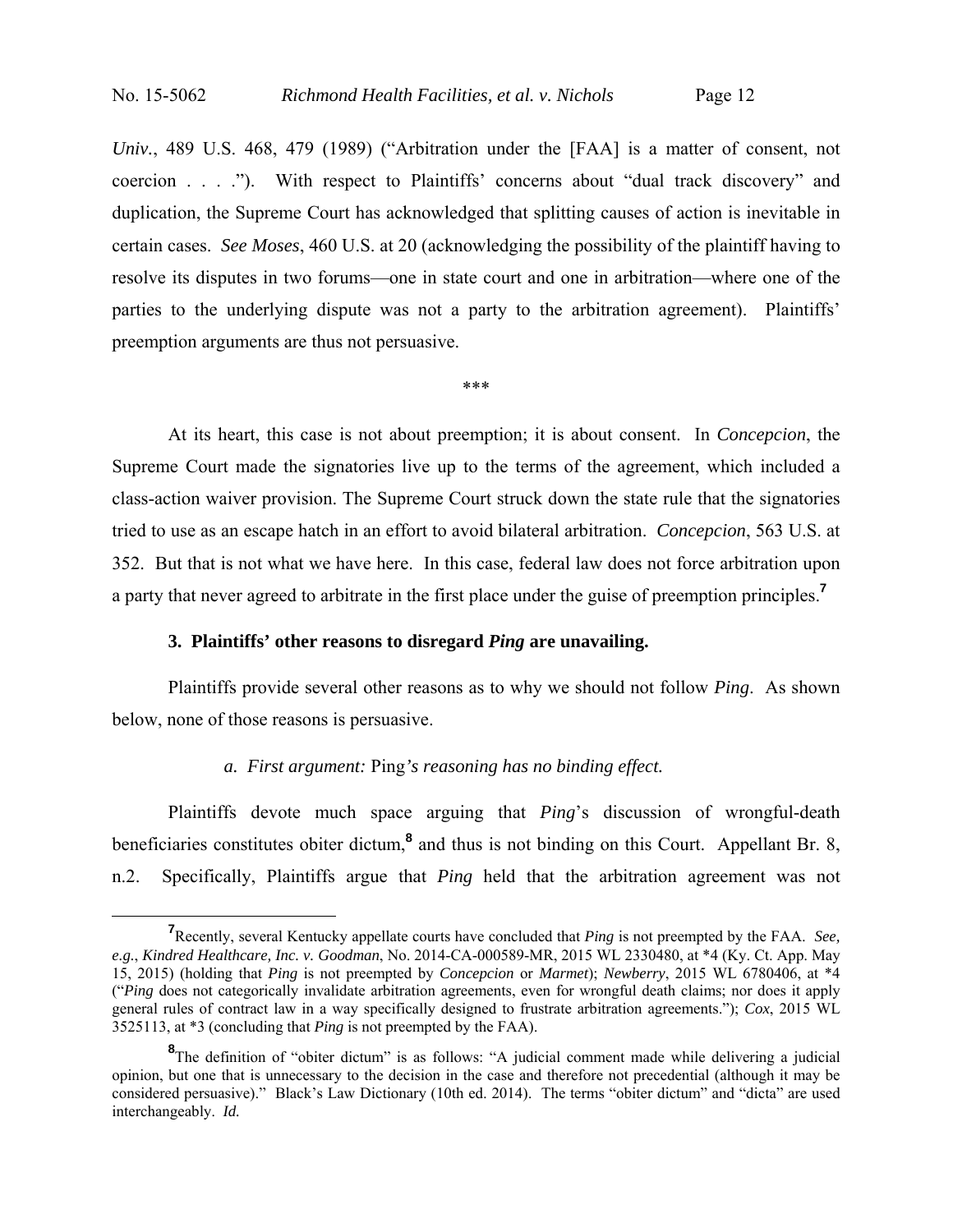*Univ.*, 489 U.S. 468, 479 (1989) ("Arbitration under the [FAA] is a matter of consent, not coercion . . . ."). With respect to Plaintiffs' concerns about "dual track discovery" and duplication, the Supreme Court has acknowledged that splitting causes of action is inevitable in certain cases. *See Moses*, 460 U.S. at 20 (acknowledging the possibility of the plaintiff having to resolve its disputes in two forums—one in state court and one in arbitration—where one of the parties to the underlying dispute was not a party to the arbitration agreement). Plaintiffs' preemption arguments are thus not persuasive.

\*\*\*

At its heart, this case is not about preemption; it is about consent. In *Concepcion*, the Supreme Court made the signatories live up to the terms of the agreement, which included a class-action waiver provision. The Supreme Court struck down the state rule that the signatories tried to use as an escape hatch in an effort to avoid bilateral arbitration. *Concepcion*, 563 U.S. at 352. But that is not what we have here. In this case, federal law does not force arbitration upon a party that never agreed to arbitrate in the first place under the guise of preemption principles.[7]

### 3. Plaintiffs' other reasons to disregard *Ping* are unavailing.

Plaintiffs provide several other reasons as to why we should not follow *Ping*. As shown below, none of those reasons is persuasive.

#### *a. First argument:* Ping*'s reasoning has no binding effect.*

Plaintiffs devote much space arguing that *Ping*'s discussion of wrongful-death beneficiaries constitutes obiter dictum,[8] and thus is not binding on this Court. Appellant Br. 8, n.2. Specifically, Plaintiffs argue that *Ping* held that the arbitration agreement was not

---

[7] Recently, several Kentucky appellate courts have concluded that *Ping* is not preempted by the FAA. *See, e.g.*, *Kindred Healthcare, Inc. v. Goodman*, No. 2014-CA-000589-MR, 2015 WL 2330480, at \*4 (Ky. Ct. App. May 15, 2015) (holding that *Ping* is not preempted by *Concepcion* or *Marmet*); *Newberry*, 2015 WL 6780406, at \*4 ("*Ping* does not categorically invalidate arbitration agreements, even for wrongful death claims; nor does it apply general rules of contract law in a way specifically designed to frustrate arbitration agreements."); *Cox*, 2015 WL 3525113, at \*3 (concluding that *Ping* is not preempted by the FAA).

[8] The definition of "obiter dictum" is as follows: "A judicial comment made while delivering a judicial opinion, but one that is unnecessary to the decision in the case and therefore not precedential (although it may be considered persuasive)." Black's Law Dictionary (10th ed. 2014). The terms "obiter dictum" and "dicta" are used interchangeably. *Id.*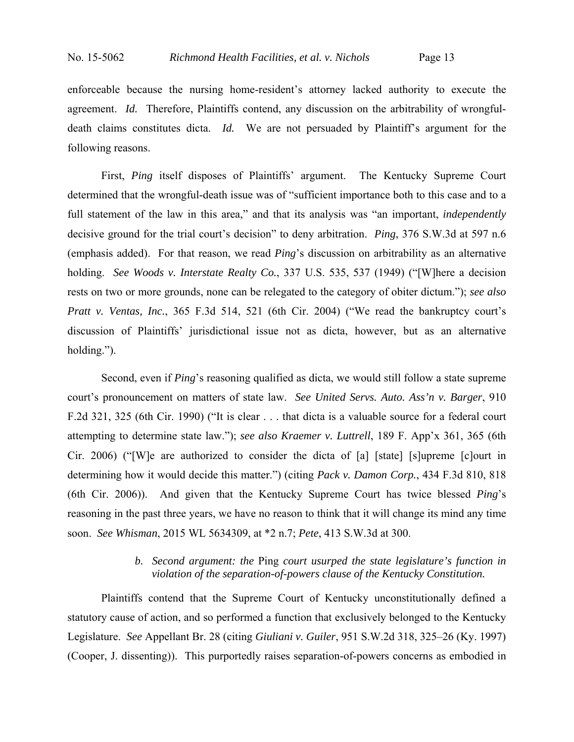enforceable because the nursing home-resident's attorney lacked authority to execute the agreement. *Id.* Therefore, Plaintiffs contend, any discussion on the arbitrability of wrongful-death claims constitutes dicta. *Id.* We are not persuaded by Plaintiff's argument for the following reasons.

First, *Ping* itself disposes of Plaintiffs' argument. The Kentucky Supreme Court determined that the wrongful-death issue was of "sufficient importance both to this case and to a full statement of the law in this area," and that its analysis was "an important, *independently* decisive ground for the trial court's decision" to deny arbitration. *Ping*, 376 S.W.3d at 597 n.6 (emphasis added). For that reason, we read *Ping*'s discussion on arbitrability as an alternative holding. *See Woods v. Interstate Realty Co.*, 337 U.S. 535, 537 (1949) ("[W]here a decision rests on two or more grounds, none can be relegated to the category of obiter dictum."); *see also Pratt v. Ventas, Inc.*, 365 F.3d 514, 521 (6th Cir. 2004) ("We read the bankruptcy court's discussion of Plaintiffs' jurisdictional issue not as dicta, however, but as an alternative holding.").

Second, even if *Ping*'s reasoning qualified as dicta, we would still follow a state supreme court's pronouncement on matters of state law. *See United Servs. Auto. Ass'n v. Barger*, 910 F.2d 321, 325 (6th Cir. 1990) ("It is clear . . . that dicta is a valuable source for a federal court attempting to determine state law."); *see also Kraemer v. Luttrell*, 189 F. App'x 361, 365 (6th Cir. 2006) ("[W]e are authorized to consider the dicta of [a] [state] [s]upreme [c]ourt in determining how it would decide this matter.") (citing *Pack v. Damon Corp.*, 434 F.3d 810, 818 (6th Cir. 2006)). And given that the Kentucky Supreme Court has twice blessed *Ping*'s reasoning in the past three years, we have no reason to think that it will change its mind any time soon. *See Whisman*, 2015 WL 5634309, at \*2 n.7; *Pete*, 413 S.W.3d at 300.

*b. Second argument: the* Ping *court usurped the state legislature's function in violation of the separation-of-powers clause of the Kentucky Constitution.*

Plaintiffs contend that the Supreme Court of Kentucky unconstitutionally defined a statutory cause of action, and so performed a function that exclusively belonged to the Kentucky Legislature. *See* Appellant Br. 28 (citing *Giuliani v. Guiler*, 951 S.W.2d 318, 325–26 (Ky. 1997) (Cooper, J. dissenting)). This purportedly raises separation-of-powers concerns as embodied in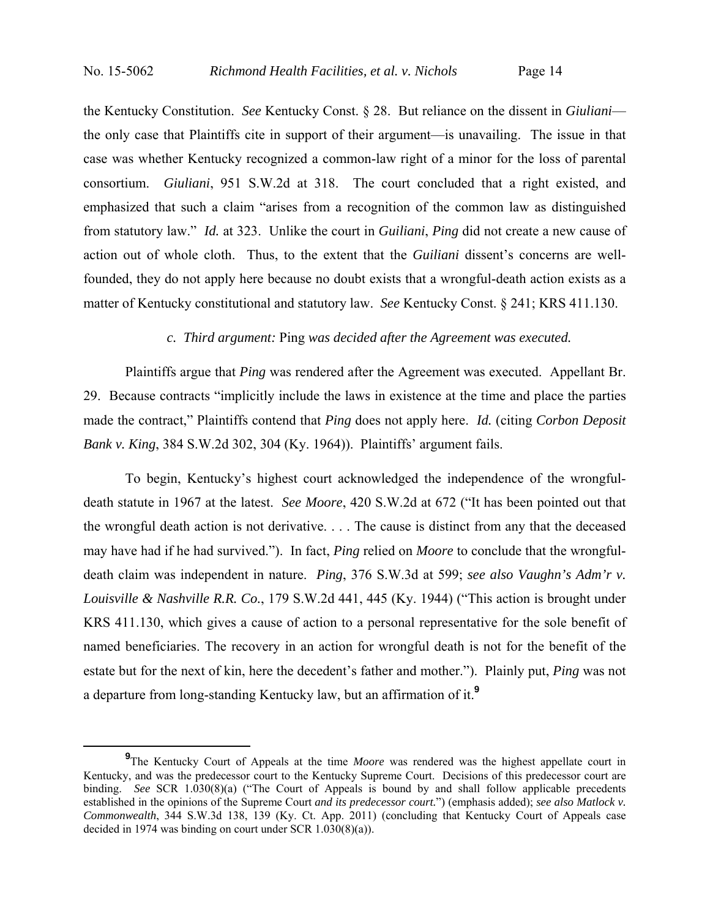the Kentucky Constitution. *See* Kentucky Const. § 28. But reliance on the dissent in *Giuliani*—the only case that Plaintiffs cite in support of their argument—is unavailing. The issue in that case was whether Kentucky recognized a common-law right of a minor for the loss of parental consortium. *Giuliani*, 951 S.W.2d at 318. The court concluded that a right existed, and emphasized that such a claim "arises from a recognition of the common law as distinguished from statutory law." *Id.* at 323. Unlike the court in *Guiliani*, *Ping* did not create a new cause of action out of whole cloth. Thus, to the extent that the *Guiliani* dissent's concerns are well-founded, they do not apply here because no doubt exists that a wrongful-death action exists as a matter of Kentucky constitutional and statutory law. *See* Kentucky Const. § 241; KRS 411.130.

### *c. Third argument:* Ping *was decided after the Agreement was executed.*

Plaintiffs argue that *Ping* was rendered after the Agreement was executed. Appellant Br. 29. Because contracts "implicitly include the laws in existence at the time and place the parties made the contract," Plaintiffs contend that *Ping* does not apply here. *Id.* (citing *Corbon Deposit Bank v. King*, 384 S.W.2d 302, 304 (Ky. 1964)). Plaintiffs' argument fails.

To begin, Kentucky's highest court acknowledged the independence of the wrongful-death statute in 1967 at the latest. *See Moore*, 420 S.W.2d at 672 ("It has been pointed out that the wrongful death action is not derivative. . . . The cause is distinct from any that the deceased may have had if he had survived."). In fact, *Ping* relied on *Moore* to conclude that the wrongful-death claim was independent in nature. *Ping*, 376 S.W.3d at 599; *see also Vaughn's Adm'r v. Louisville & Nashville R.R. Co.*, 179 S.W.2d 441, 445 (Ky. 1944) ("This action is brought under KRS 411.130, which gives a cause of action to a personal representative for the sole benefit of named beneficiaries. The recovery in an action for wrongful death is not for the benefit of the estate but for the next of kin, here the decedent's father and mother."). Plainly put, *Ping* was not a departure from long-standing Kentucky law, but an affirmation of it.[9]

---

[9]The Kentucky Court of Appeals at the time *Moore* was rendered was the highest appellate court in Kentucky, and was the predecessor court to the Kentucky Supreme Court. Decisions of this predecessor court are binding. *See* SCR 1.030(8)(a) ("The Court of Appeals is bound by and shall follow applicable precedents established in the opinions of the Supreme Court *and its predecessor court.*") (emphasis added); *see also Matlock v. Commonwealth*, 344 S.W.3d 138, 139 (Ky. Ct. App. 2011) (concluding that Kentucky Court of Appeals case decided in 1974 was binding on court under SCR 1.030(8)(a)).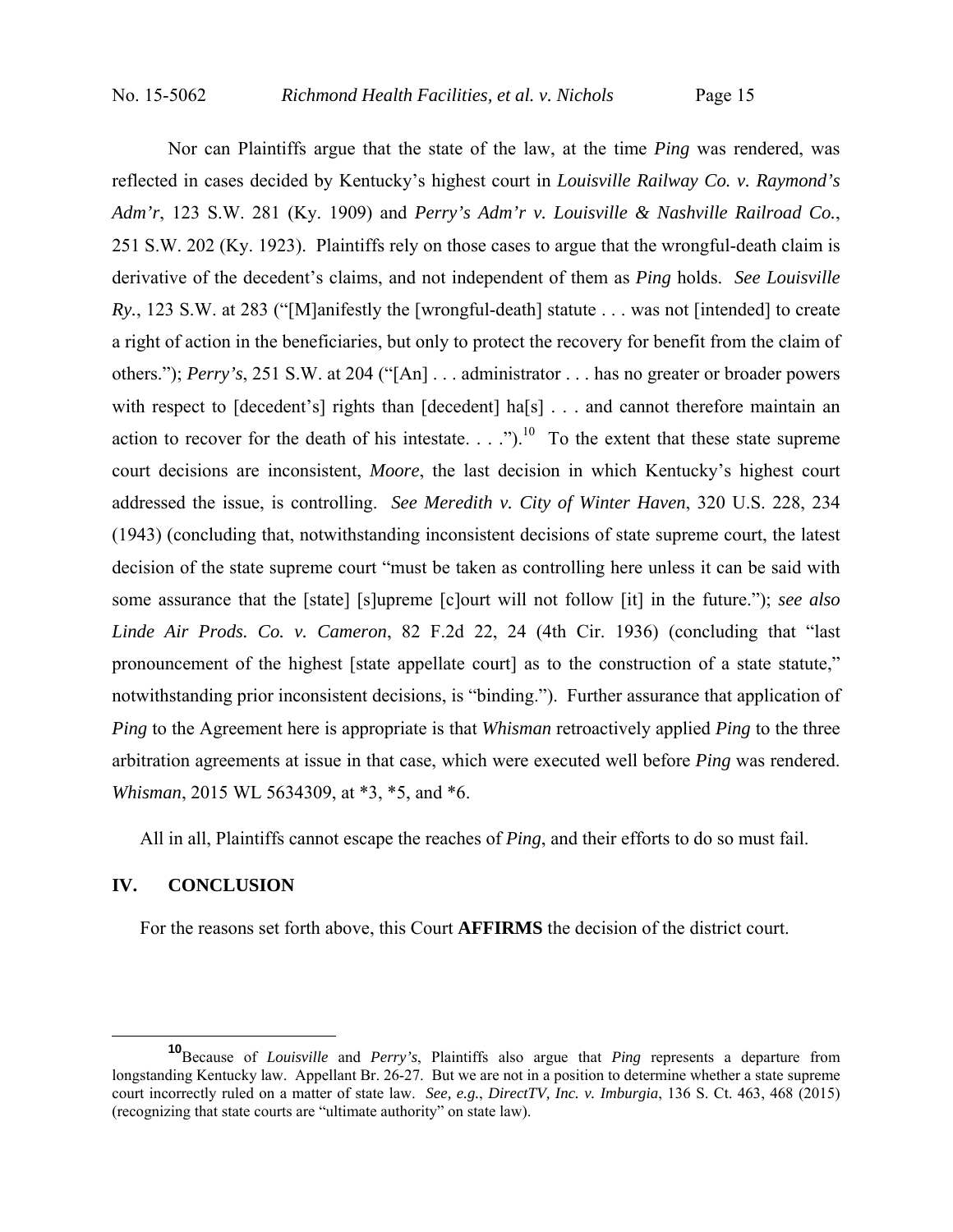Nor can Plaintiffs argue that the state of the law, at the time *Ping* was rendered, was reflected in cases decided by Kentucky's highest court in *Louisville Railway Co. v. Raymond's Adm'r*, 123 S.W. 281 (Ky. 1909) and *Perry's Adm'r v. Louisville & Nashville Railroad Co.*, 251 S.W. 202 (Ky. 1923). Plaintiffs rely on those cases to argue that the wrongful-death claim is derivative of the decedent's claims, and not independent of them as *Ping* holds. *See Louisville Ry.*, 123 S.W. at 283 ("[M]anifestly the [wrongful-death] statute . . . was not [intended] to create a right of action in the beneficiaries, but only to protect the recovery for benefit from the claim of others."); *Perry's*, 251 S.W. at 204 ("[An] . . . administrator . . . has no greater or broader powers with respect to [decedent's] rights than [decedent] ha[s] . . . and cannot therefore maintain an action to recover for the death of his intestate. . . .").[10] To the extent that these state supreme court decisions are inconsistent, *Moore*, the last decision in which Kentucky's highest court addressed the issue, is controlling. *See Meredith v. City of Winter Haven*, 320 U.S. 228, 234 (1943) (concluding that, notwithstanding inconsistent decisions of state supreme court, the latest decision of the state supreme court "must be taken as controlling here unless it can be said with some assurance that the [state] [s]upreme [c]ourt will not follow [it] in the future."); *see also Linde Air Prods. Co. v. Cameron*, 82 F.2d 22, 24 (4th Cir. 1936) (concluding that "last pronouncement of the highest [state appellate court] as to the construction of a state statute," notwithstanding prior inconsistent decisions, is "binding."). Further assurance that application of *Ping* to the Agreement here is appropriate is that *Whisman* retroactively applied *Ping* to the three arbitration agreements at issue in that case, which were executed well before *Ping* was rendered. *Whisman*, 2015 WL 5634309, at \*3, \*5, and \*6.

All in all, Plaintiffs cannot escape the reaches of *Ping*, and their efforts to do so must fail.

## IV. CONCLUSION

For the reasons set forth above, this Court **AFFIRMS** the decision of the district court.

---

[10] Because of *Louisville* and *Perry's*, Plaintiffs also argue that *Ping* represents a departure from longstanding Kentucky law. Appellant Br. 26-27. But we are not in a position to determine whether a state supreme court incorrectly ruled on a matter of state law. *See, e.g.*, *DirectTV, Inc. v. Imburgia*, 136 S. Ct. 463, 468 (2015) (recognizing that state courts are "ultimate authority" on state law).